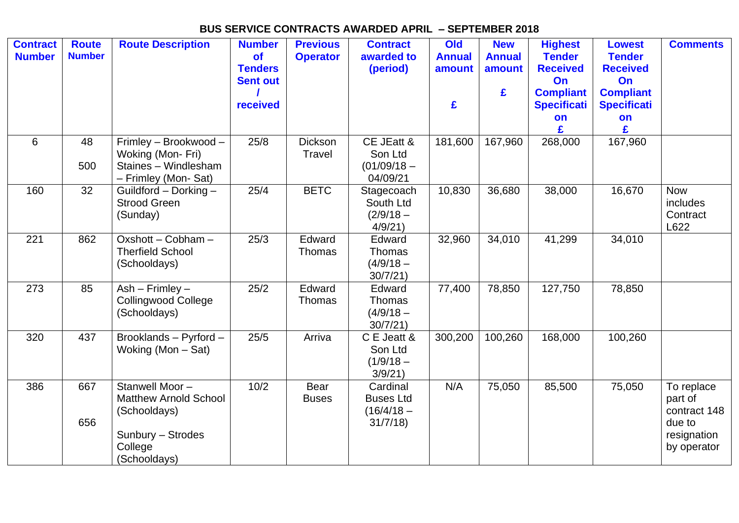# BUS SERVICE CONTRACTS AWARDED APRIL – SEPTEMBER 2018

| Contract Number | Route Number | Route Description | Number of Tenders Sent out / received | Previous Operator | Contract awarded to (period) | Old Annual amount £ | New Annual amount £ | Highest Tender Received On Compliant Specification £ | Lowest Tender Received On Compliant Specification £ | Comments |
|---|---|---|---|---|---|---|---|---|---|---|
| 6 | 48<br>500 | Frimley – Brookwood – Woking (Mon- Fri)<br>Staines – Windlesham – Frimley (Mon- Sat) | 25/8 | Dickson Travel | CE JEatt & Son Ltd (01/09/18 – 04/09/21 | 181,600 | 167,960 | 268,000 | 167,960 | |
| 160 | 32 | Guildford – Dorking – Strood Green (Sunday) | 25/4 | BETC | Stagecoach South Ltd (2/9/18 – 4/9/21) | 10,830 | 36,680 | 38,000 | 16,670 | Now includes Contract L622 |
| 221 | 862 | Oxshott – Cobham – Therfield School (Schooldays) | 25/3 | Edward Thomas | Edward Thomas (4/9/18 – 30/7/21) | 32,960 | 34,010 | 41,299 | 34,010 | |
| 273 | 85 | Ash – Frimley – Collingwood College (Schooldays) | 25/2 | Edward Thomas | Edward Thomas (4/9/18 – 30/7/21) | 77,400 | 78,850 | 127,750 | 78,850 | |
| 320 | 437 | Brooklands – Pyrford – Woking (Mon – Sat) | 25/5 | Arriva | C E Jeatt & Son Ltd (1/9/18 – 3/9/21) | 300,200 | 100,260 | 168,000 | 100,260 | |
| 386 | 667<br>656 | Stanwell Moor – Matthew Arnold School (Schooldays)<br>Sunbury – Strodes College (Schooldays) | 10/2 | Bear Buses | Cardinal Buses Ltd (16/4/18 – 31/7/18) | N/A | 75,050 | 85,500 | 75,050 | To replace part of contract 148 due to resignation by operator |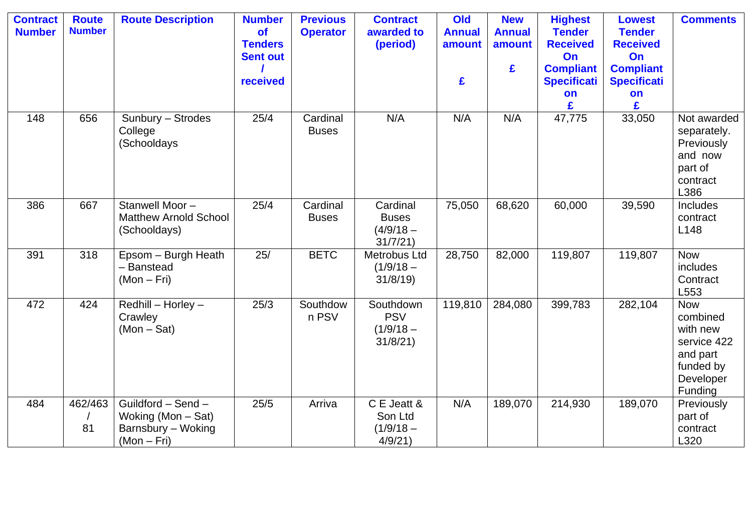| Contract Number | Route Number | Route Description | Number of Tenders Sent out / received | Previous Operator | Contract awarded to (period) | Old Annual amount £ | New Annual amount £ | Highest Tender Received On Compliant Specification £ | Lowest Tender Received On Compliant Specification £ | Comments |
|---|---|---|---|---|---|---|---|---|---|---|
| 148 | 656 | Sunbury – Strodes College (Schooldays | 25/4 | Cardinal Buses | N/A | N/A | N/A | 47,775 | 33,050 | Not awarded separately. Previously and now part of contract L386 |
| 386 | 667 | Stanwell Moor – Matthew Arnold School (Schooldays) | 25/4 | Cardinal Buses | Cardinal Buses (4/9/18 – 31/7/21) | 75,050 | 68,620 | 60,000 | 39,590 | Includes contract L148 |
| 391 | 318 | Epsom – Burgh Heath – Banstead (Mon – Fri) | 25/ | BETC | Metrobus Ltd (1/9/18 – 31/8/19) | 28,750 | 82,000 | 119,807 | 119,807 | Now includes Contract L553 |
| 472 | 424 | Redhill – Horley – Crawley (Mon – Sat) | 25/3 | Southdown PSV | Southdown PSV (1/9/18 – 31/8/21) | 119,810 | 284,080 | 399,783 | 282,104 | Now combined with new service 422 and part funded by Developer Funding |
| 484 | 462/463 / 81 | Guildford – Send – Woking (Mon – Sat) Barnsbury – Woking (Mon – Fri) | 25/5 | Arriva | C E Jeatt & Son Ltd (1/9/18 – 4/9/21) | N/A | 189,070 | 214,930 | 189,070 | Previously part of contract L320 |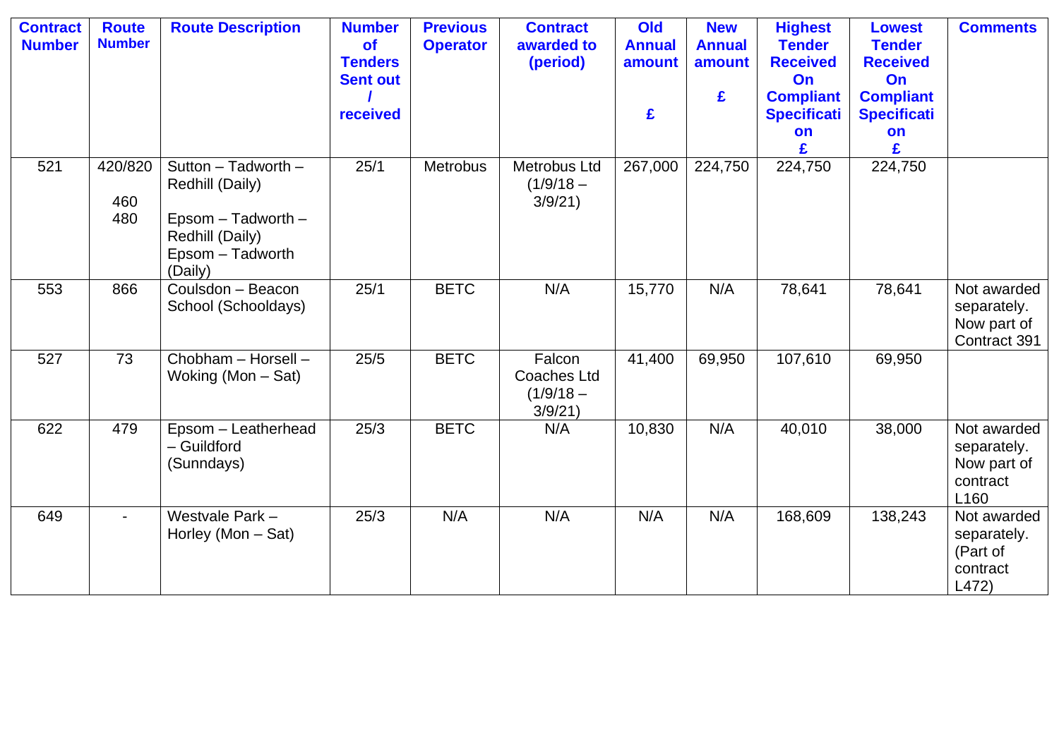| Contract Number | Route Number | Route Description | Number of Tenders Sent out / received | Previous Operator | Contract awarded to (period) | Old Annual amount £ | New Annual amount £ | Highest Tender Received On Compliant Specification £ | Lowest Tender Received On Compliant Specification £ | Comments |
|---|---|---|---|---|---|---|---|---|---|---|
| 521 | 420/820<br>460<br>480 | Sutton – Tadworth – Redhill (Daily)<br>Epsom – Tadworth – Redhill (Daily)<br>Epsom – Tadworth (Daily) | 25/1 | Metrobus | Metrobus Ltd (1/9/18 – 3/9/21) | 267,000 | 224,750 | 224,750 | 224,750 | |
| 553 | 866 | Coulsdon – Beacon School (Schooldays) | 25/1 | BETC | N/A | 15,770 | N/A | 78,641 | 78,641 | Not awarded separately. Now part of Contract 391 |
| 527 | 73 | Chobham – Horsell – Woking (Mon – Sat) | 25/5 | BETC | Falcon Coaches Ltd (1/9/18 – 3/9/21) | 41,400 | 69,950 | 107,610 | 69,950 | |
| 622 | 479 | Epsom – Leatherhead – Guildford (Sunndays) | 25/3 | BETC | N/A | 10,830 | N/A | 40,010 | 38,000 | Not awarded separately. Now part of contract L160 |
| 649 | - | Westvale Park – Horley (Mon – Sat) | 25/3 | N/A | N/A | N/A | N/A | 168,609 | 138,243 | Not awarded separately. (Part of contract L472) |